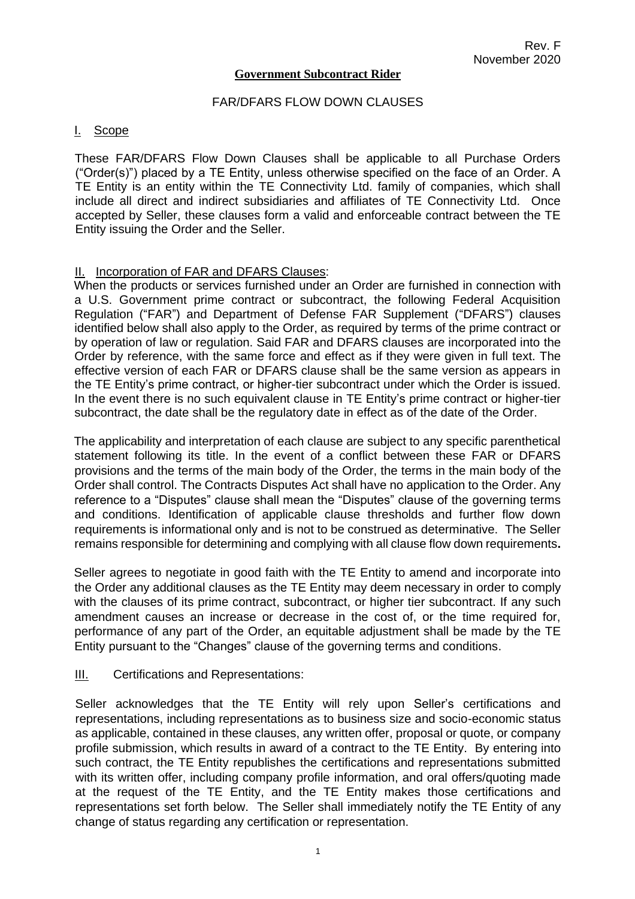Rev. F
November 2020

**Government Subcontract Rider**

FAR/DFARS FLOW DOWN CLAUSES

## I. Scope

These FAR/DFARS Flow Down Clauses shall be applicable to all Purchase Orders ("Order(s)") placed by a TE Entity, unless otherwise specified on the face of an Order. A TE Entity is an entity within the TE Connectivity Ltd. family of companies, which shall include all direct and indirect subsidiaries and affiliates of TE Connectivity Ltd. Once accepted by Seller, these clauses form a valid and enforceable contract between the TE Entity issuing the Order and the Seller.

## II. Incorporation of FAR and DFARS Clauses:

When the products or services furnished under an Order are furnished in connection with a U.S. Government prime contract or subcontract, the following Federal Acquisition Regulation ("FAR") and Department of Defense FAR Supplement ("DFARS") clauses identified below shall also apply to the Order, as required by terms of the prime contract or by operation of law or regulation. Said FAR and DFARS clauses are incorporated into the Order by reference, with the same force and effect as if they were given in full text. The effective version of each FAR or DFARS clause shall be the same version as appears in the TE Entity's prime contract, or higher-tier subcontract under which the Order is issued. In the event there is no such equivalent clause in TE Entity's prime contract or higher-tier subcontract, the date shall be the regulatory date in effect as of the date of the Order.

The applicability and interpretation of each clause are subject to any specific parenthetical statement following its title. In the event of a conflict between these FAR or DFARS provisions and the terms of the main body of the Order, the terms in the main body of the Order shall control. The Contracts Disputes Act shall have no application to the Order. Any reference to a "Disputes" clause shall mean the "Disputes" clause of the governing terms and conditions. Identification of applicable clause thresholds and further flow down requirements is informational only and is not to be construed as determinative. The Seller remains responsible for determining and complying with all clause flow down requirements**.**

Seller agrees to negotiate in good faith with the TE Entity to amend and incorporate into the Order any additional clauses as the TE Entity may deem necessary in order to comply with the clauses of its prime contract, subcontract, or higher tier subcontract. If any such amendment causes an increase or decrease in the cost of, or the time required for, performance of any part of the Order, an equitable adjustment shall be made by the TE Entity pursuant to the "Changes" clause of the governing terms and conditions.

## III. Certifications and Representations:

Seller acknowledges that the TE Entity will rely upon Seller's certifications and representations, including representations as to business size and socio-economic status as applicable, contained in these clauses, any written offer, proposal or quote, or company profile submission, which results in award of a contract to the TE Entity. By entering into such contract, the TE Entity republishes the certifications and representations submitted with its written offer, including company profile information, and oral offers/quoting made at the request of the TE Entity, and the TE Entity makes those certifications and representations set forth below. The Seller shall immediately notify the TE Entity of any change of status regarding any certification or representation.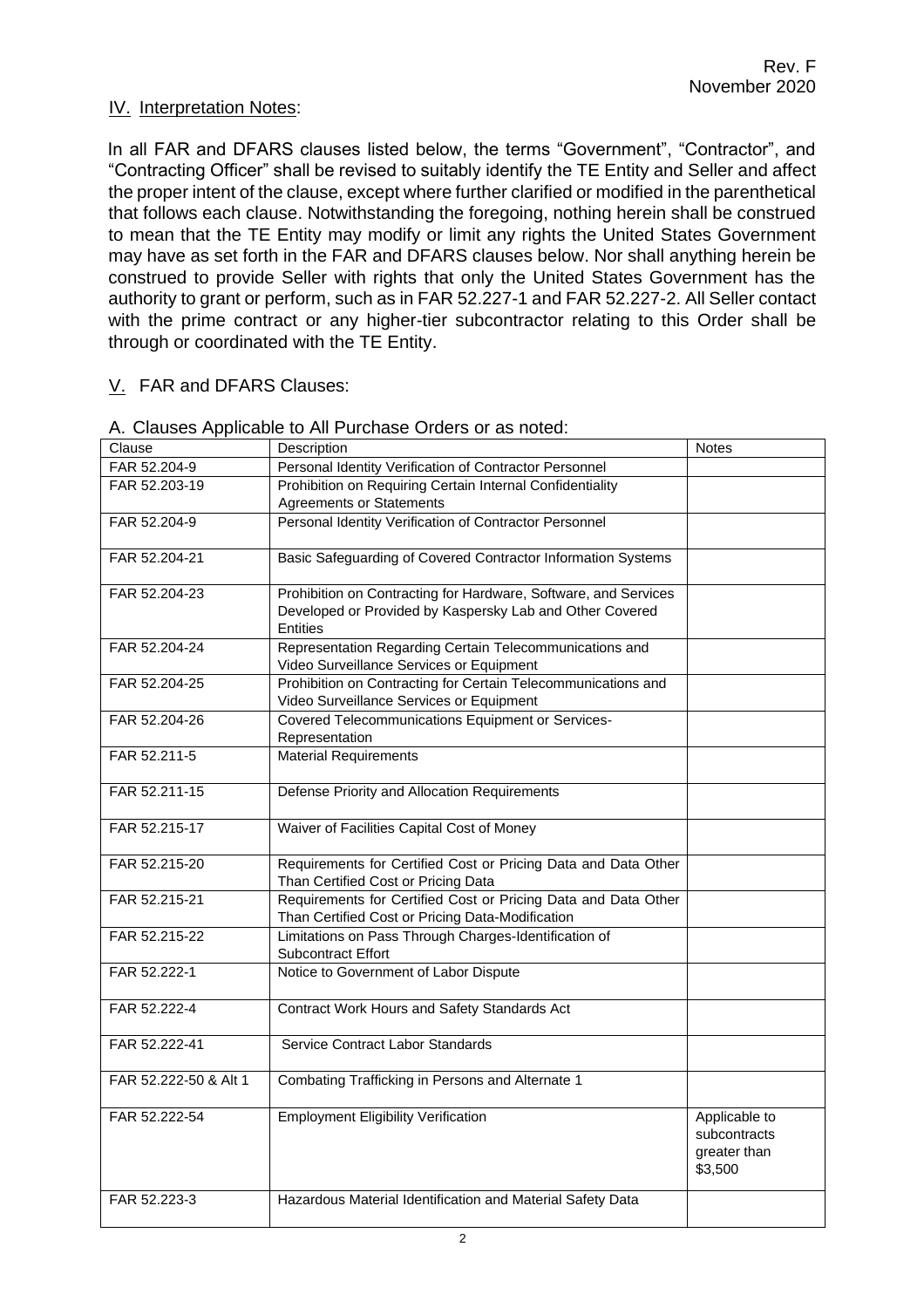## IV. Interpretation Notes:

In all FAR and DFARS clauses listed below, the terms "Government", "Contractor", and "Contracting Officer" shall be revised to suitably identify the TE Entity and Seller and affect the proper intent of the clause, except where further clarified or modified in the parenthetical that follows each clause. Notwithstanding the foregoing, nothing herein shall be construed to mean that the TE Entity may modify or limit any rights the United States Government may have as set forth in the FAR and DFARS clauses below. Nor shall anything herein be construed to provide Seller with rights that only the United States Government has the authority to grant or perform, such as in FAR 52.227-1 and FAR 52.227-2. All Seller contact with the prime contract or any higher-tier subcontractor relating to this Order shall be through or coordinated with the TE Entity.

## V. FAR and DFARS Clauses:

A. Clauses Applicable to All Purchase Orders or as noted:

| Clause | Description | Notes |
|---|---|---|
| FAR 52.204-9 | Personal Identity Verification of Contractor Personnel | |
| FAR 52.203-19 | Prohibition on Requiring Certain Internal Confidentiality Agreements or Statements | |
| FAR 52.204-9 | Personal Identity Verification of Contractor Personnel | |
| FAR 52.204-21 | Basic Safeguarding of Covered Contractor Information Systems | |
| FAR 52.204-23 | Prohibition on Contracting for Hardware, Software, and Services Developed or Provided by Kaspersky Lab and Other Covered Entities | |
| FAR 52.204-24 | Representation Regarding Certain Telecommunications and Video Surveillance Services or Equipment | |
| FAR 52.204-25 | Prohibition on Contracting for Certain Telecommunications and Video Surveillance Services or Equipment | |
| FAR 52.204-26 | Covered Telecommunications Equipment or Services-Representation | |
| FAR 52.211-5 | Material Requirements | |
| FAR 52.211-15 | Defense Priority and Allocation Requirements | |
| FAR 52.215-17 | Waiver of Facilities Capital Cost of Money | |
| FAR 52.215-20 | Requirements for Certified Cost or Pricing Data and Data Other Than Certified Cost or Pricing Data | |
| FAR 52.215-21 | Requirements for Certified Cost or Pricing Data and Data Other Than Certified Cost or Pricing Data-Modification | |
| FAR 52.215-22 | Limitations on Pass Through Charges-Identification of Subcontract Effort | |
| FAR 52.222-1 | Notice to Government of Labor Dispute | |
| FAR 52.222-4 | Contract Work Hours and Safety Standards Act | |
| FAR 52.222-41 | Service Contract Labor Standards | |
| FAR 52.222-50 & Alt 1 | Combating Trafficking in Persons and Alternate 1 | |
| FAR 52.222-54 | Employment Eligibility Verification | Applicable to subcontracts greater than $3,500 |
| FAR 52.223-3 | Hazardous Material Identification and Material Safety Data | |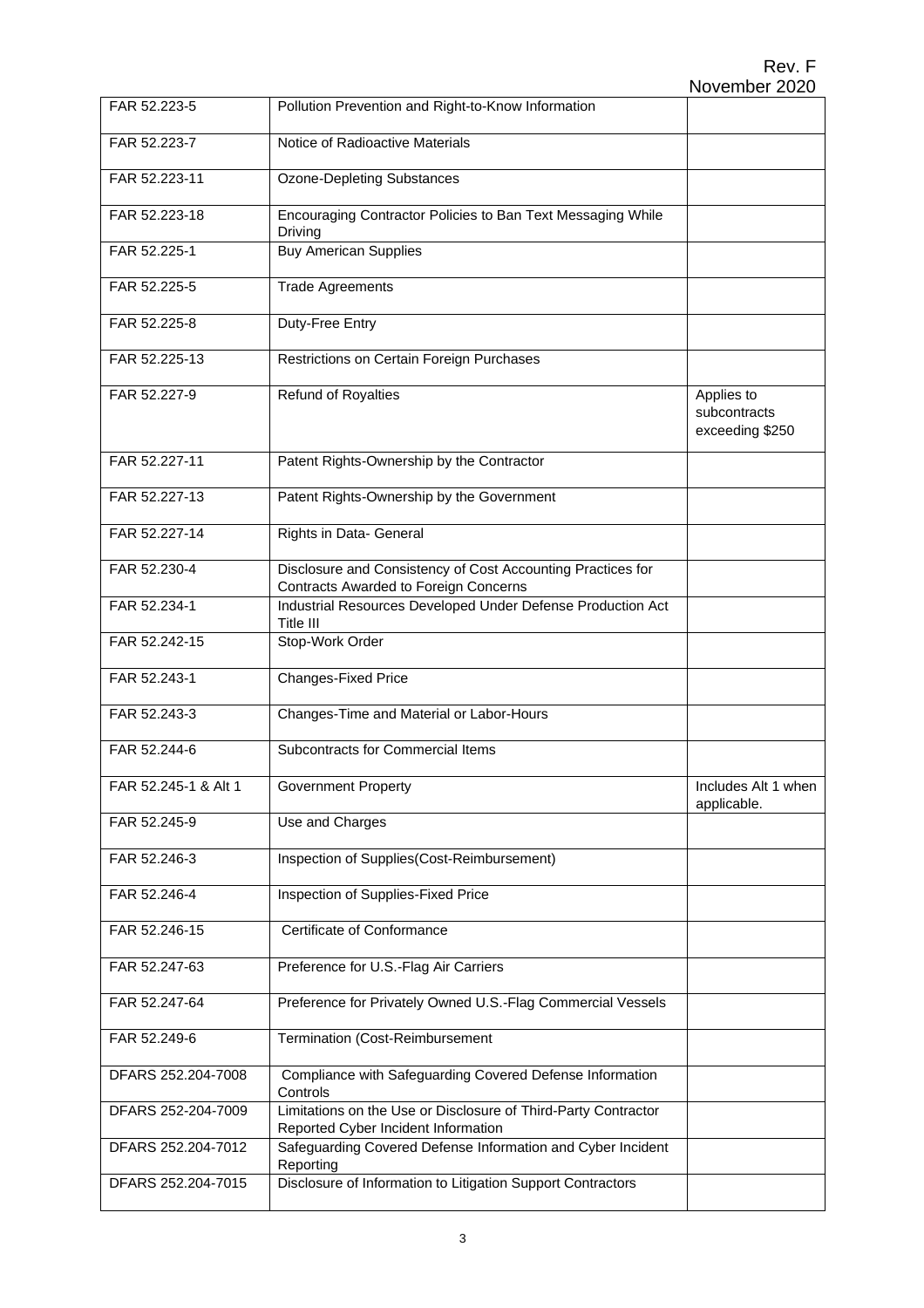| FAR 52.223-5 | Pollution Prevention and Right-to-Know Information | |
|---|---|---|
| FAR 52.223-7 | Notice of Radioactive Materials | |
| FAR 52.223-11 | Ozone-Depleting Substances | |
| FAR 52.223-18 | Encouraging Contractor Policies to Ban Text Messaging While Driving | |
| FAR 52.225-1 | Buy American Supplies | |
| FAR 52.225-5 | Trade Agreements | |
| FAR 52.225-8 | Duty-Free Entry | |
| FAR 52.225-13 | Restrictions on Certain Foreign Purchases | |
| FAR 52.227-9 | Refund of Royalties | Applies to subcontracts exceeding $250 |
| FAR 52.227-11 | Patent Rights-Ownership by the Contractor | |
| FAR 52.227-13 | Patent Rights-Ownership by the Government | |
| FAR 52.227-14 | Rights in Data- General | |
| FAR 52.230-4 | Disclosure and Consistency of Cost Accounting Practices for Contracts Awarded to Foreign Concerns | |
| FAR 52.234-1 | Industrial Resources Developed Under Defense Production Act Title III | |
| FAR 52.242-15 | Stop-Work Order | |
| FAR 52.243-1 | Changes-Fixed Price | |
| FAR 52.243-3 | Changes-Time and Material or Labor-Hours | |
| FAR 52.244-6 | Subcontracts for Commercial Items | |
| FAR 52.245-1 & Alt 1 | Government Property | Includes Alt 1 when applicable. |
| FAR 52.245-9 | Use and Charges | |
| FAR 52.246-3 | Inspection of Supplies(Cost-Reimbursement) | |
| FAR 52.246-4 | Inspection of Supplies-Fixed Price | |
| FAR 52.246-15 | Certificate of Conformance | |
| FAR 52.247-63 | Preference for U.S.-Flag Air Carriers | |
| FAR 52.247-64 | Preference for Privately Owned U.S.-Flag Commercial Vessels | |
| FAR 52.249-6 | Termination (Cost-Reimbursement | |
| DFARS 252.204-7008 | Compliance with Safeguarding Covered Defense Information Controls | |
| DFARS 252-204-7009 | Limitations on the Use or Disclosure of Third-Party Contractor Reported Cyber Incident Information | |
| DFARS 252.204-7012 | Safeguarding Covered Defense Information and Cyber Incident Reporting | |
| DFARS 252.204-7015 | Disclosure of Information to Litigation Support Contractors | |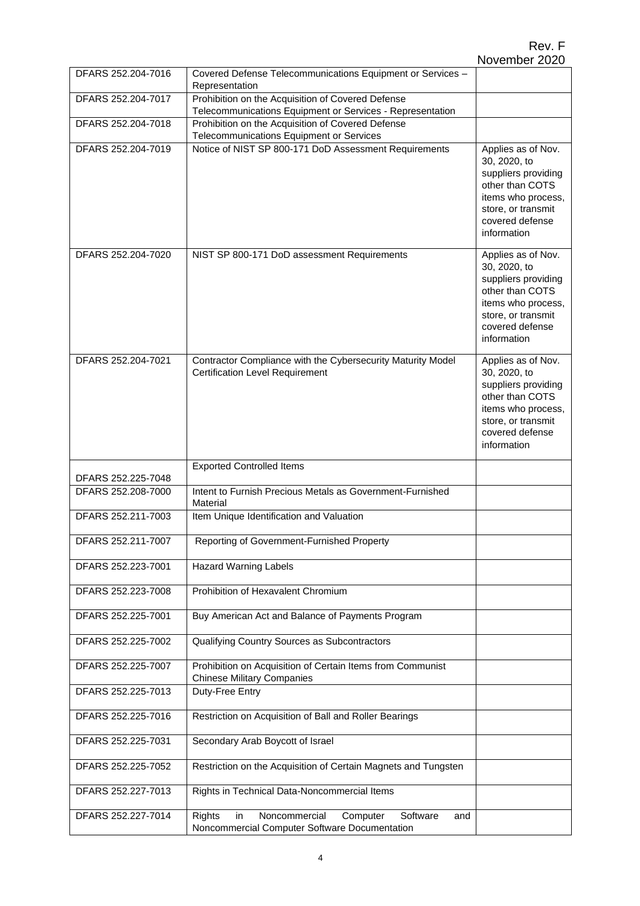| | | |
|---|---|---|
| DFARS 252.204-7016 | Covered Defense Telecommunications Equipment or Services – Representation | |
| DFARS 252.204-7017 | Prohibition on the Acquisition of Covered Defense Telecommunications Equipment or Services - Representation | |
| DFARS 252.204-7018 | Prohibition on the Acquisition of Covered Defense Telecommunications Equipment or Services | |
| DFARS 252.204-7019 | Notice of NIST SP 800-171 DoD Assessment Requirements | Applies as of Nov. 30, 2020, to suppliers providing other than COTS items who process, store, or transmit covered defense information |
| DFARS 252.204-7020 | NIST SP 800-171 DoD assessment Requirements | Applies as of Nov. 30, 2020, to suppliers providing other than COTS items who process, store, or transmit covered defense information |
| DFARS 252.204-7021 | Contractor Compliance with the Cybersecurity Maturity Model Certification Level Requirement | Applies as of Nov. 30, 2020, to suppliers providing other than COTS items who process, store, or transmit covered defense information |
| DFARS 252.225-7048 | Exported Controlled Items | |
| DFARS 252.208-7000 | Intent to Furnish Precious Metals as Government-Furnished Material | |
| DFARS 252.211-7003 | Item Unique Identification and Valuation | |
| DFARS 252.211-7007 | Reporting of Government-Furnished Property | |
| DFARS 252.223-7001 | Hazard Warning Labels | |
| DFARS 252.223-7008 | Prohibition of Hexavalent Chromium | |
| DFARS 252.225-7001 | Buy American Act and Balance of Payments Program | |
| DFARS 252.225-7002 | Qualifying Country Sources as Subcontractors | |
| DFARS 252.225-7007 | Prohibition on Acquisition of Certain Items from Communist Chinese Military Companies | |
| DFARS 252.225-7013 | Duty-Free Entry | |
| DFARS 252.225-7016 | Restriction on Acquisition of Ball and Roller Bearings | |
| DFARS 252.225-7031 | Secondary Arab Boycott of Israel | |
| DFARS 252.225-7052 | Restriction on the Acquisition of Certain Magnets and Tungsten | |
| DFARS 252.227-7013 | Rights in Technical Data-Noncommercial Items | |
| DFARS 252.227-7014 | Rights in Noncommercial Computer Software and Noncommercial Computer Software Documentation | |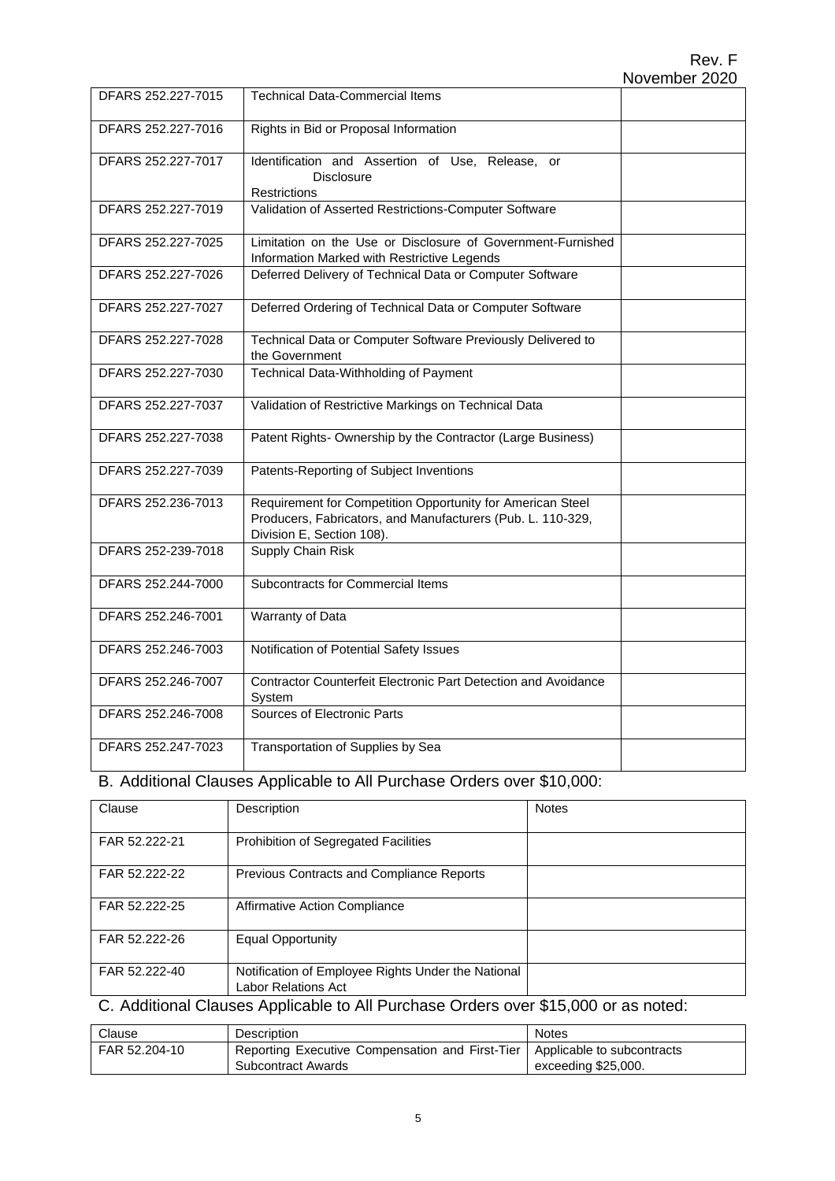| | | |
|---|---|---|
| DFARS 252.227-7015 | Technical Data-Commercial Items | |
| DFARS 252.227-7016 | Rights in Bid or Proposal Information | |
| DFARS 252.227-7017 | Identification and Assertion of Use, Release, or Disclosure Restrictions | |
| DFARS 252.227-7019 | Validation of Asserted Restrictions-Computer Software | |
| DFARS 252.227-7025 | Limitation on the Use or Disclosure of Government-Furnished Information Marked with Restrictive Legends | |
| DFARS 252.227-7026 | Deferred Delivery of Technical Data or Computer Software | |
| DFARS 252.227-7027 | Deferred Ordering of Technical Data or Computer Software | |
| DFARS 252.227-7028 | Technical Data or Computer Software Previously Delivered to the Government | |
| DFARS 252.227-7030 | Technical Data-Withholding of Payment | |
| DFARS 252.227-7037 | Validation of Restrictive Markings on Technical Data | |
| DFARS 252.227-7038 | Patent Rights- Ownership by the Contractor (Large Business) | |
| DFARS 252.227-7039 | Patents-Reporting of Subject Inventions | |
| DFARS 252.236-7013 | Requirement for Competition Opportunity for American Steel Producers, Fabricators, and Manufacturers (Pub. L. 110-329, Division E, Section 108). | |
| DFARS 252-239-7018 | Supply Chain Risk | |
| DFARS 252.244-7000 | Subcontracts for Commercial Items | |
| DFARS 252.246-7001 | Warranty of Data | |
| DFARS 252.246-7003 | Notification of Potential Safety Issues | |
| DFARS 252.246-7007 | Contractor Counterfeit Electronic Part Detection and Avoidance System | |
| DFARS 252.246-7008 | Sources of Electronic Parts | |
| DFARS 252.247-7023 | Transportation of Supplies by Sea | |

## B. Additional Clauses Applicable to All Purchase Orders over $10,000:

| Clause | Description | Notes |
|---|---|---|
| FAR 52.222-21 | Prohibition of Segregated Facilities | |
| FAR 52.222-22 | Previous Contracts and Compliance Reports | |
| FAR 52.222-25 | Affirmative Action Compliance | |
| FAR 52.222-26 | Equal Opportunity | |
| FAR 52.222-40 | Notification of Employee Rights Under the National Labor Relations Act | |

## C. Additional Clauses Applicable to All Purchase Orders over $15,000 or as noted:

| Clause | Description | Notes |
|---|---|---|
| FAR 52.204-10 | Reporting Executive Compensation and First-Tier Subcontract Awards | Applicable to subcontracts exceeding $25,000. |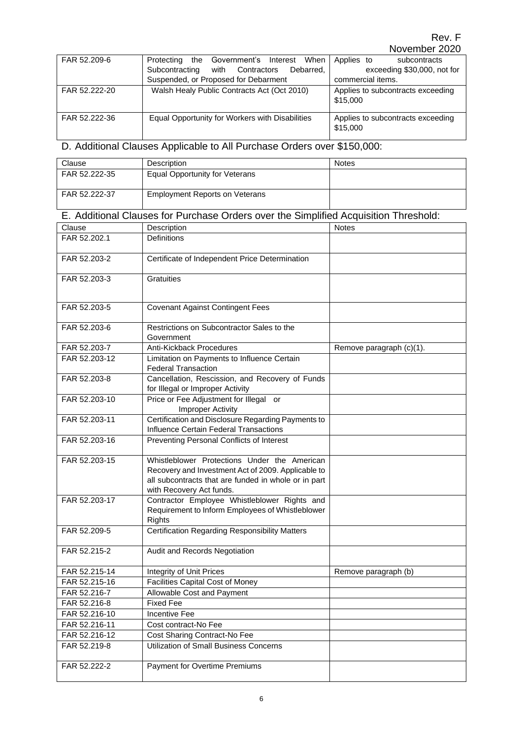| | | |
|---|---|---|
| FAR 52.209-6 | Protecting the Government's Interest When Subcontracting with Contractors Debarred, Suspended, or Proposed for Debarment | Applies to subcontracts exceeding $30,000, not for commercial items. |
| FAR 52.222-20 | Walsh Healy Public Contracts Act (Oct 2010) | Applies to subcontracts exceeding $15,000 |
| FAR 52.222-36 | Equal Opportunity for Workers with Disabilities | Applies to subcontracts exceeding $15,000 |

## D. Additional Clauses Applicable to All Purchase Orders over $150,000:

| Clause | Description | Notes |
|---|---|---|
| FAR 52.222-35 | Equal Opportunity for Veterans | |
| FAR 52.222-37 | Employment Reports on Veterans | |

## E. Additional Clauses for Purchase Orders over the Simplified Acquisition Threshold:

| Clause | Description | Notes |
|---|---|---|
| FAR 52.202.1 | Definitions | |
| FAR 52.203-2 | Certificate of Independent Price Determination | |
| FAR 52.203-3 | Gratuities | |
| FAR 52.203-5 | Covenant Against Contingent Fees | |
| FAR 52.203-6 | Restrictions on Subcontractor Sales to the Government | |
| FAR 52.203-7 | Anti-Kickback Procedures | Remove paragraph (c)(1). |
| FAR 52.203-12 | Limitation on Payments to Influence Certain Federal Transaction | |
| FAR 52.203-8 | Cancellation, Rescission, and Recovery of Funds for Illegal or Improper Activity | |
| FAR 52.203-10 | Price or Fee Adjustment for Illegal or Improper Activity | |
| FAR 52.203-11 | Certification and Disclosure Regarding Payments to Influence Certain Federal Transactions | |
| FAR 52.203-16 | Preventing Personal Conflicts of Interest | |
| FAR 52.203-15 | Whistleblower Protections Under the American Recovery and Investment Act of 2009. Applicable to all subcontracts that are funded in whole or in part with Recovery Act funds. | |
| FAR 52.203-17 | Contractor Employee Whistleblower Rights and Requirement to Inform Employees of Whistleblower Rights | |
| FAR 52.209-5 | Certification Regarding Responsibility Matters | |
| FAR 52.215-2 | Audit and Records Negotiation | |
| FAR 52.215-14 | Integrity of Unit Prices | Remove paragraph (b) |
| FAR 52.215-16 | Facilities Capital Cost of Money | |
| FAR 52.216-7 | Allowable Cost and Payment | |
| FAR 52.216-8 | Fixed Fee | |
| FAR 52.216-10 | Incentive Fee | |
| FAR 52.216-11 | Cost contract-No Fee | |
| FAR 52.216-12 | Cost Sharing Contract-No Fee | |
| FAR 52.219-8 | Utilization of Small Business Concerns | |
| FAR 52.222-2 | Payment for Overtime Premiums | |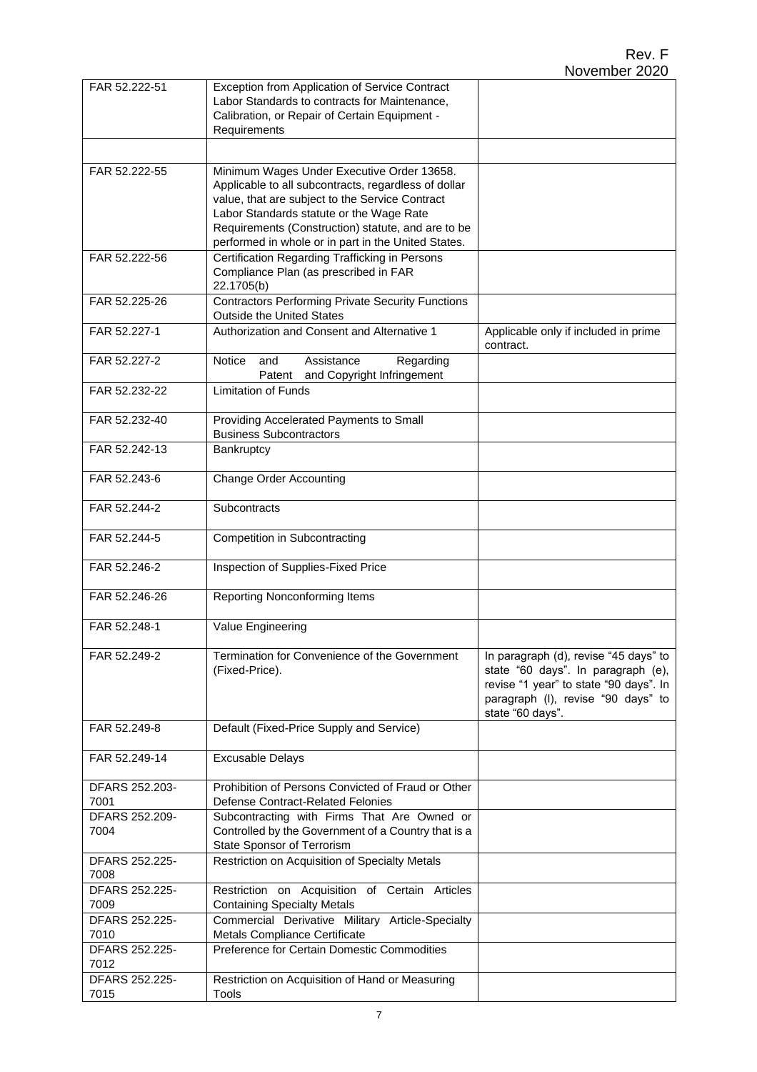| | | |
|---|---|---|
| FAR 52.222-51 | Exception from Application of Service Contract Labor Standards to contracts for Maintenance, Calibration, or Repair of Certain Equipment - Requirements | |
| | | |
| FAR 52.222-55 | Minimum Wages Under Executive Order 13658. Applicable to all subcontracts, regardless of dollar value, that are subject to the Service Contract Labor Standards statute or the Wage Rate Requirements (Construction) statute, and are to be performed in whole or in part in the United States. | |
| FAR 52.222-56 | Certification Regarding Trafficking in Persons Compliance Plan (as prescribed in FAR 22.1705(b) | |
| FAR 52.225-26 | Contractors Performing Private Security Functions Outside the United States | |
| FAR 52.227-1 | Authorization and Consent and Alternative 1 | Applicable only if included in prime contract. |
| FAR 52.227-2 | Notice and Assistance Regarding Patent and Copyright Infringement | |
| FAR 52.232-22 | Limitation of Funds | |
| FAR 52.232-40 | Providing Accelerated Payments to Small Business Subcontractors | |
| FAR 52.242-13 | Bankruptcy | |
| FAR 52.243-6 | Change Order Accounting | |
| FAR 52.244-2 | Subcontracts | |
| FAR 52.244-5 | Competition in Subcontracting | |
| FAR 52.246-2 | Inspection of Supplies-Fixed Price | |
| FAR 52.246-26 | Reporting Nonconforming Items | |
| FAR 52.248-1 | Value Engineering | |
| FAR 52.249-2 | Termination for Convenience of the Government (Fixed-Price). | In paragraph (d), revise "45 days" to state "60 days". In paragraph (e), revise "1 year" to state "90 days". In paragraph (l), revise "90 days" to state "60 days". |
| FAR 52.249-8 | Default (Fixed-Price Supply and Service) | |
| FAR 52.249-14 | Excusable Delays | |
| DFARS 252.203-7001 | Prohibition of Persons Convicted of Fraud or Other Defense Contract-Related Felonies | |
| DFARS 252.209-7004 | Subcontracting with Firms That Are Owned or Controlled by the Government of a Country that is a State Sponsor of Terrorism | |
| DFARS 252.225-7008 | Restriction on Acquisition of Specialty Metals | |
| DFARS 252.225-7009 | Restriction on Acquisition of Certain Articles Containing Specialty Metals | |
| DFARS 252.225-7010 | Commercial Derivative Military Article-Specialty Metals Compliance Certificate | |
| DFARS 252.225-7012 | Preference for Certain Domestic Commodities | |
| DFARS 252.225-7015 | Restriction on Acquisition of Hand or Measuring Tools | |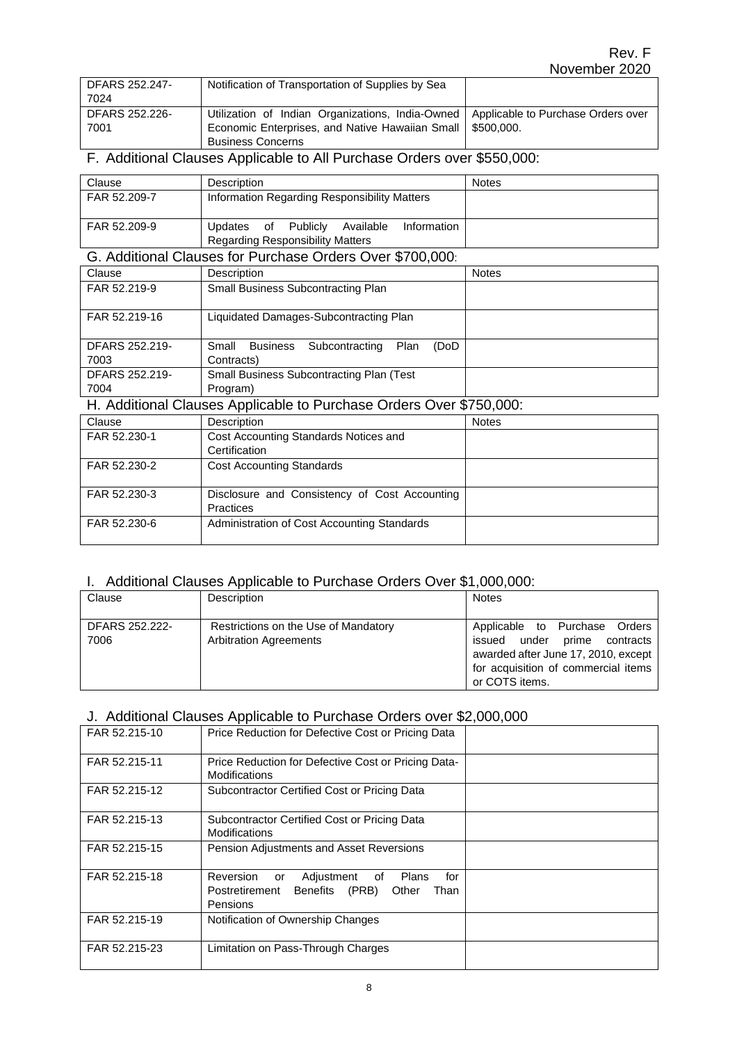| DFARS 252.247-7024 | Notification of Transportation of Supplies by Sea | |
|---|---|---|
| DFARS 252.226-7001 | Utilization of Indian Organizations, India-Owned Economic Enterprises, and Native Hawaiian Small Business Concerns | Applicable to Purchase Orders over $500,000. |

## F. Additional Clauses Applicable to All Purchase Orders over $550,000:

| Clause | Description | Notes |
|---|---|---|
| FAR 52.209-7 | Information Regarding Responsibility Matters | |
| FAR 52.209-9 | Updates of Publicly Available Information Regarding Responsibility Matters | |

## G. Additional Clauses for Purchase Orders Over $700,000:

| Clause | Description | Notes |
|---|---|---|
| FAR 52.219-9 | Small Business Subcontracting Plan | |
| FAR 52.219-16 | Liquidated Damages-Subcontracting Plan | |
| DFARS 252.219-7003 | Small Business Subcontracting Plan (DoD Contracts) | |
| DFARS 252.219-7004 | Small Business Subcontracting Plan (Test Program) | |

## H. Additional Clauses Applicable to Purchase Orders Over $750,000:

| Clause | Description | Notes |
|---|---|---|
| FAR 52.230-1 | Cost Accounting Standards Notices and Certification | |
| FAR 52.230-2 | Cost Accounting Standards | |
| FAR 52.230-3 | Disclosure and Consistency of Cost Accounting Practices | |
| FAR 52.230-6 | Administration of Cost Accounting Standards | |

## I. Additional Clauses Applicable to Purchase Orders Over $1,000,000:

| Clause | Description | Notes |
|---|---|---|
| DFARS 252.222-7006 | Restrictions on the Use of Mandatory Arbitration Agreements | Applicable to Purchase Orders issued under prime contracts awarded after June 17, 2010, except for acquisition of commercial items or COTS items. |

## J. Additional Clauses Applicable to Purchase Orders over $2,000,000

| Clause | Description | Notes |
|---|---|---|
| FAR 52.215-10 | Price Reduction for Defective Cost or Pricing Data | |
| FAR 52.215-11 | Price Reduction for Defective Cost or Pricing Data-Modifications | |
| FAR 52.215-12 | Subcontractor Certified Cost or Pricing Data | |
| FAR 52.215-13 | Subcontractor Certified Cost or Pricing Data Modifications | |
| FAR 52.215-15 | Pension Adjustments and Asset Reversions | |
| FAR 52.215-18 | Reversion or Adjustment of Plans for Postretirement Benefits (PRB) Other Than Pensions | |
| FAR 52.215-19 | Notification of Ownership Changes | |
| FAR 52.215-23 | Limitation on Pass-Through Charges | |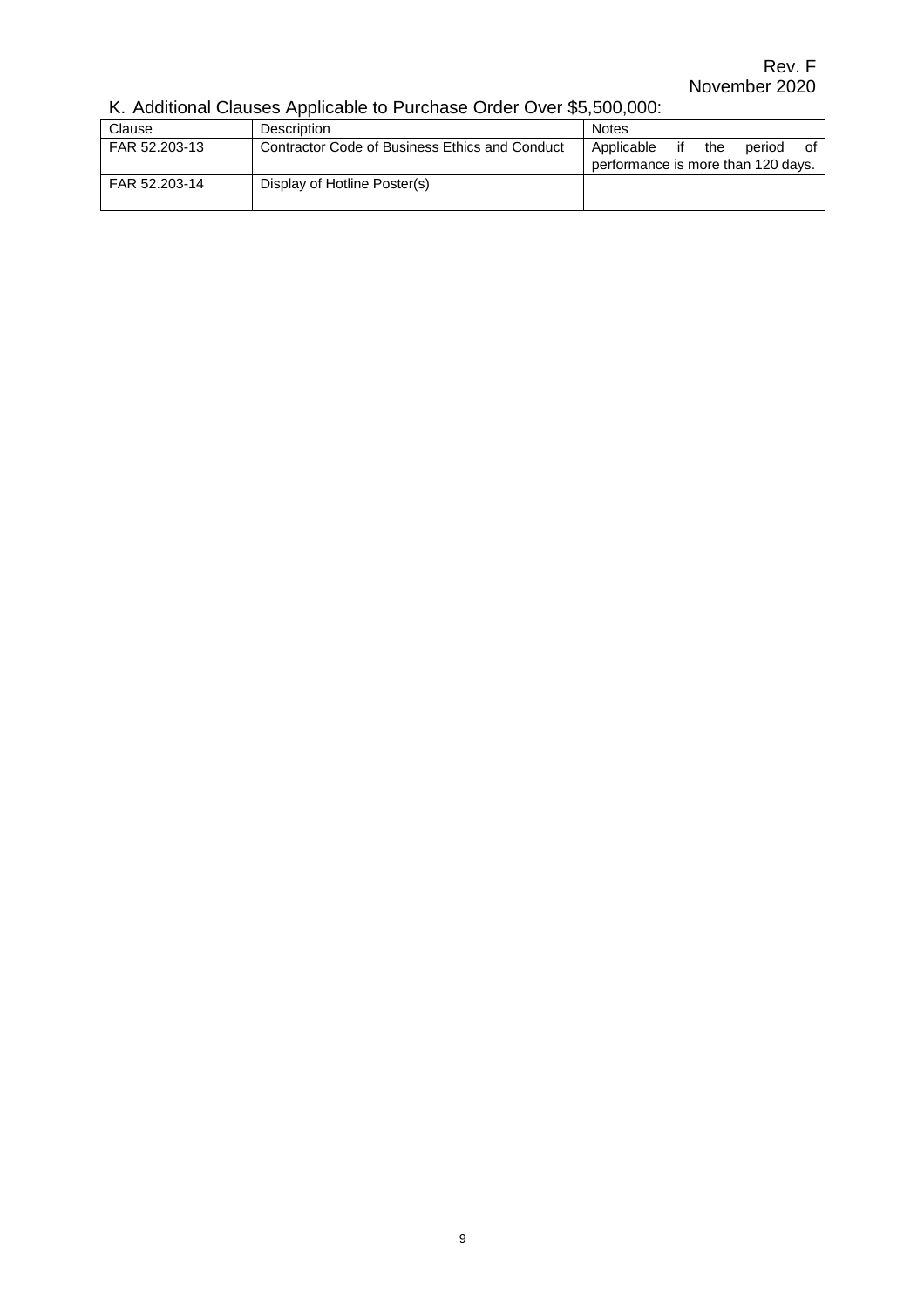## K. Additional Clauses Applicable to Purchase Order Over $5,500,000:

| Clause | Description | Notes |
| --- | --- | --- |
| FAR 52.203-13 | Contractor Code of Business Ethics and Conduct | Applicable if the period of performance is more than 120 days. |
| FAR 52.203-14 | Display of Hotline Poster(s) | |